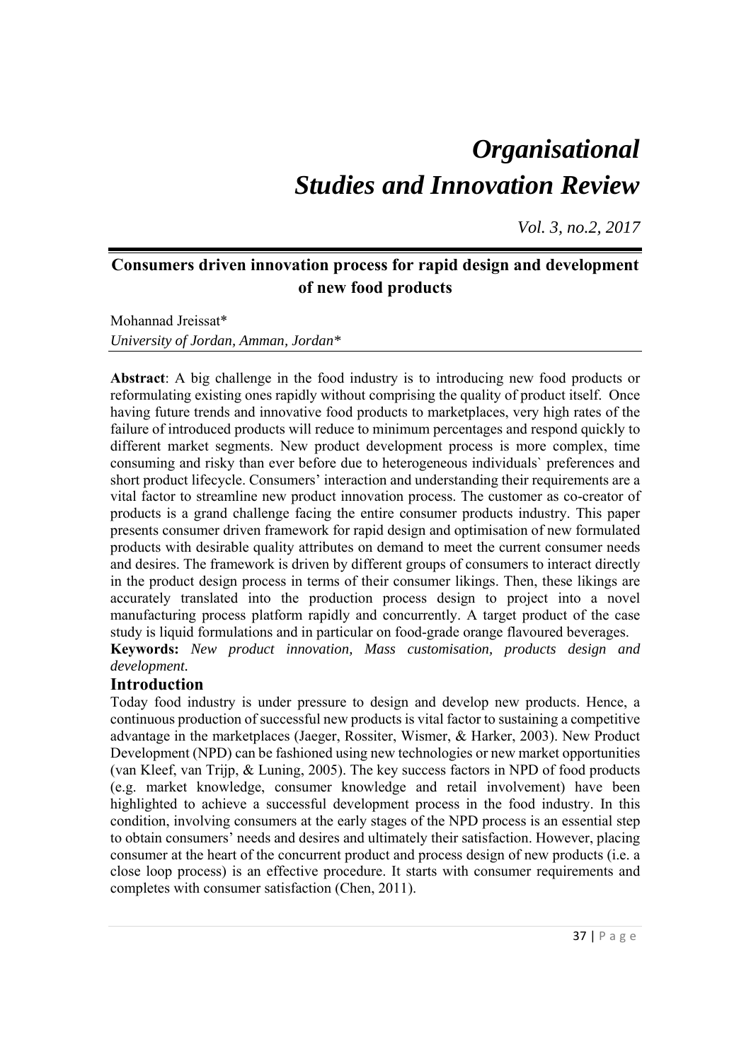# *Organisational Studies and Innovation Review*

*Vol. 3, no.2, 2017*

## Consumers driven innovation process for rapid design and development of new food products

Mohannad Jreissat*

*University of Jordan, Amman, Jordan**

**Abstract**: A big challenge in the food industry is to introducing new food products or reformulating existing ones rapidly without comprising the quality of product itself. Once having future trends and innovative food products to marketplaces, very high rates of the failure of introduced products will reduce to minimum percentages and respond quickly to different market segments. New product development process is more complex, time consuming and risky than ever before due to heterogeneous individuals` preferences and short product lifecycle. Consumers' interaction and understanding their requirements are a vital factor to streamline new product innovation process. The customer as co-creator of products is a grand challenge facing the entire consumer products industry. This paper presents consumer driven framework for rapid design and optimisation of new formulated products with desirable quality attributes on demand to meet the current consumer needs and desires. The framework is driven by different groups of consumers to interact directly in the product design process in terms of their consumer likings. Then, these likings are accurately translated into the production process design to project into a novel manufacturing process platform rapidly and concurrently. A target product of the case study is liquid formulations and in particular on food-grade orange flavoured beverages.

**Keywords:** *New product innovation, Mass customisation, products design and development.*

## Introduction

Today food industry is under pressure to design and develop new products. Hence, a continuous production of successful new products is vital factor to sustaining a competitive advantage in the marketplaces (Jaeger, Rossiter, Wismer, & Harker, 2003). New Product Development (NPD) can be fashioned using new technologies or new market opportunities (van Kleef, van Trijp, & Luning, 2005). The key success factors in NPD of food products (e.g. market knowledge, consumer knowledge and retail involvement) have been highlighted to achieve a successful development process in the food industry. In this condition, involving consumers at the early stages of the NPD process is an essential step to obtain consumers' needs and desires and ultimately their satisfaction. However, placing consumer at the heart of the concurrent product and process design of new products (i.e. a close loop process) is an effective procedure. It starts with consumer requirements and completes with consumer satisfaction (Chen, 2011).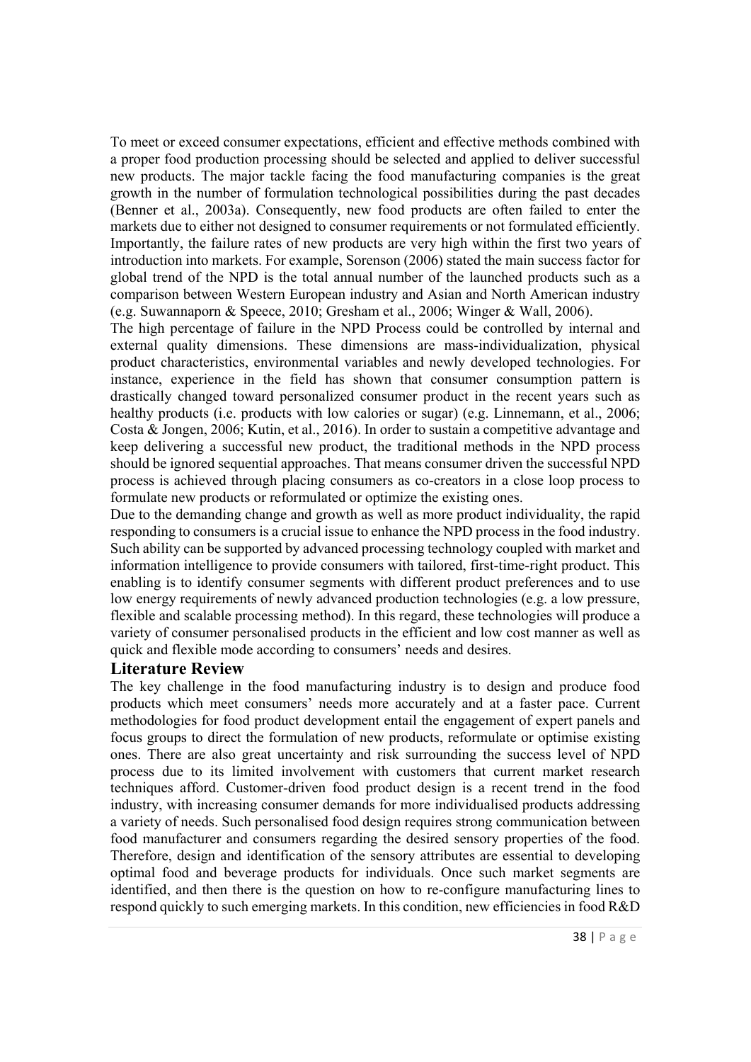To meet or exceed consumer expectations, efficient and effective methods combined with a proper food production processing should be selected and applied to deliver successful new products. The major tackle facing the food manufacturing companies is the great growth in the number of formulation technological possibilities during the past decades (Benner et al., 2003a). Consequently, new food products are often failed to enter the markets due to either not designed to consumer requirements or not formulated efficiently. Importantly, the failure rates of new products are very high within the first two years of introduction into markets. For example, Sorenson (2006) stated the main success factor for global trend of the NPD is the total annual number of the launched products such as a comparison between Western European industry and Asian and North American industry (e.g. Suwannaporn & Speece, 2010; Gresham et al., 2006; Winger & Wall, 2006).

The high percentage of failure in the NPD Process could be controlled by internal and external quality dimensions. These dimensions are mass-individualization, physical product characteristics, environmental variables and newly developed technologies. For instance, experience in the field has shown that consumer consumption pattern is drastically changed toward personalized consumer product in the recent years such as healthy products (i.e. products with low calories or sugar) (e.g. Linnemann, et al., 2006; Costa & Jongen, 2006; Kutin, et al., 2016). In order to sustain a competitive advantage and keep delivering a successful new product, the traditional methods in the NPD process should be ignored sequential approaches. That means consumer driven the successful NPD process is achieved through placing consumers as co-creators in a close loop process to formulate new products or reformulated or optimize the existing ones.

Due to the demanding change and growth as well as more product individuality, the rapid responding to consumers is a crucial issue to enhance the NPD process in the food industry. Such ability can be supported by advanced processing technology coupled with market and information intelligence to provide consumers with tailored, first-time-right product. This enabling is to identify consumer segments with different product preferences and to use low energy requirements of newly advanced production technologies (e.g. a low pressure, flexible and scalable processing method). In this regard, these technologies will produce a variety of consumer personalised products in the efficient and low cost manner as well as quick and flexible mode according to consumers' needs and desires.

## Literature Review

The key challenge in the food manufacturing industry is to design and produce food products which meet consumers' needs more accurately and at a faster pace. Current methodologies for food product development entail the engagement of expert panels and focus groups to direct the formulation of new products, reformulate or optimise existing ones. There are also great uncertainty and risk surrounding the success level of NPD process due to its limited involvement with customers that current market research techniques afford. Customer-driven food product design is a recent trend in the food industry, with increasing consumer demands for more individualised products addressing a variety of needs. Such personalised food design requires strong communication between food manufacturer and consumers regarding the desired sensory properties of the food. Therefore, design and identification of the sensory attributes are essential to developing optimal food and beverage products for individuals. Once such market segments are identified, and then there is the question on how to re-configure manufacturing lines to respond quickly to such emerging markets. In this condition, new efficiencies in food R&D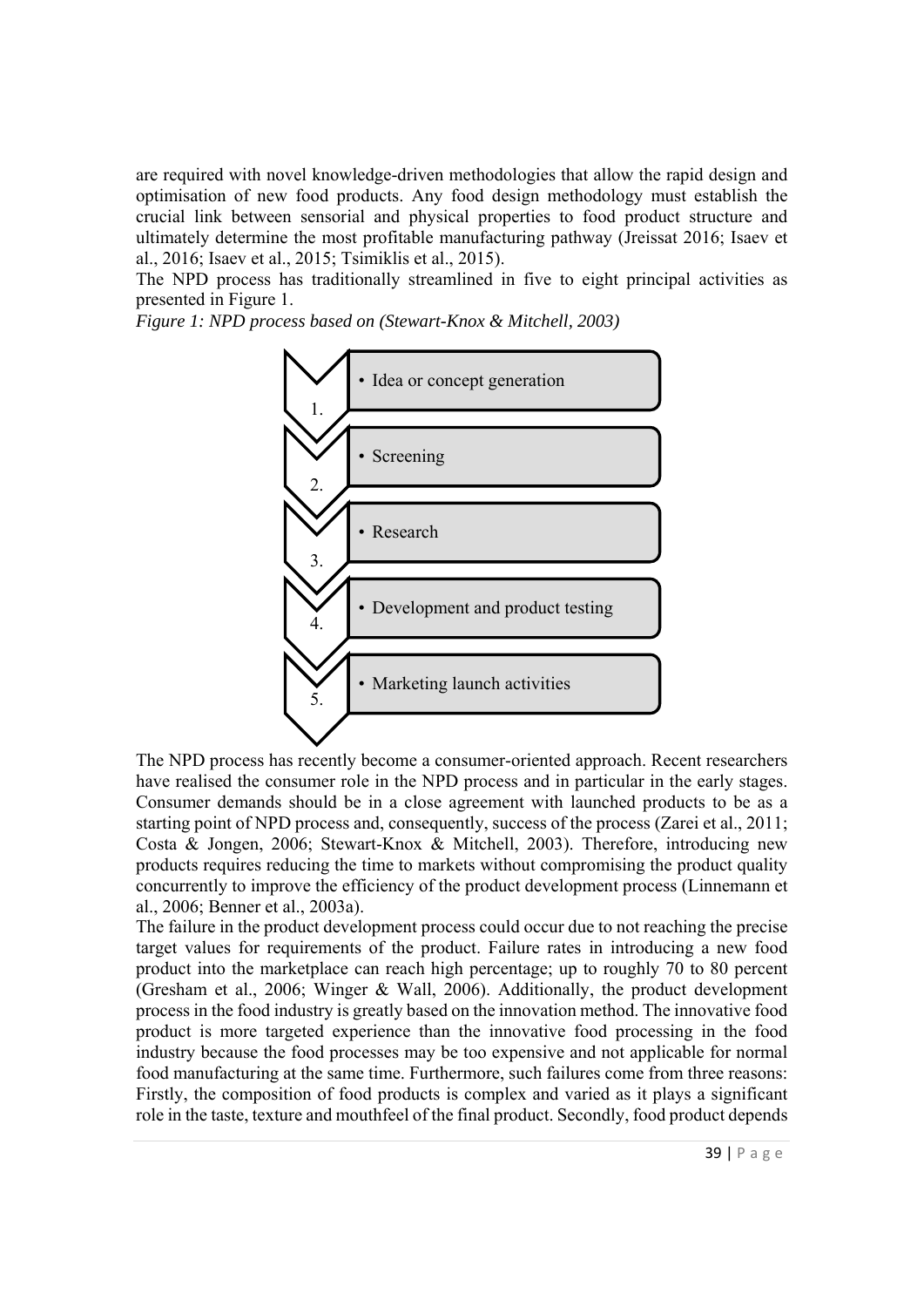are required with novel knowledge-driven methodologies that allow the rapid design and optimisation of new food products. Any food design methodology must establish the crucial link between sensorial and physical properties to food product structure and ultimately determine the most profitable manufacturing pathway (Jreissat 2016; Isaev et al., 2016; Isaev et al., 2015; Tsimiklis et al., 2015).

The NPD process has traditionally streamlined in five to eight principal activities as presented in Figure 1.

*Figure 1: NPD process based on (Stewart-Knox & Mitchell, 2003)*

1. Idea or concept generation
2. Screening
3. Research
4. Development and product testing
5. Marketing launch activities

The NPD process has recently become a consumer-oriented approach. Recent researchers have realised the consumer role in the NPD process and in particular in the early stages. Consumer demands should be in a close agreement with launched products to be as a starting point of NPD process and, consequently, success of the process (Zarei et al., 2011; Costa & Jongen, 2006; Stewart-Knox & Mitchell, 2003). Therefore, introducing new products requires reducing the time to markets without compromising the product quality concurrently to improve the efficiency of the product development process (Linnemann et al., 2006; Benner et al., 2003a).

The failure in the product development process could occur due to not reaching the precise target values for requirements of the product. Failure rates in introducing a new food product into the marketplace can reach high percentage; up to roughly 70 to 80 percent (Gresham et al., 2006; Winger & Wall, 2006). Additionally, the product development process in the food industry is greatly based on the innovation method. The innovative food product is more targeted experience than the innovative food processing in the food industry because the food processes may be too expensive and not applicable for normal food manufacturing at the same time. Furthermore, such failures come from three reasons: Firstly, the composition of food products is complex and varied as it plays a significant role in the taste, texture and mouthfeel of the final product. Secondly, food product depends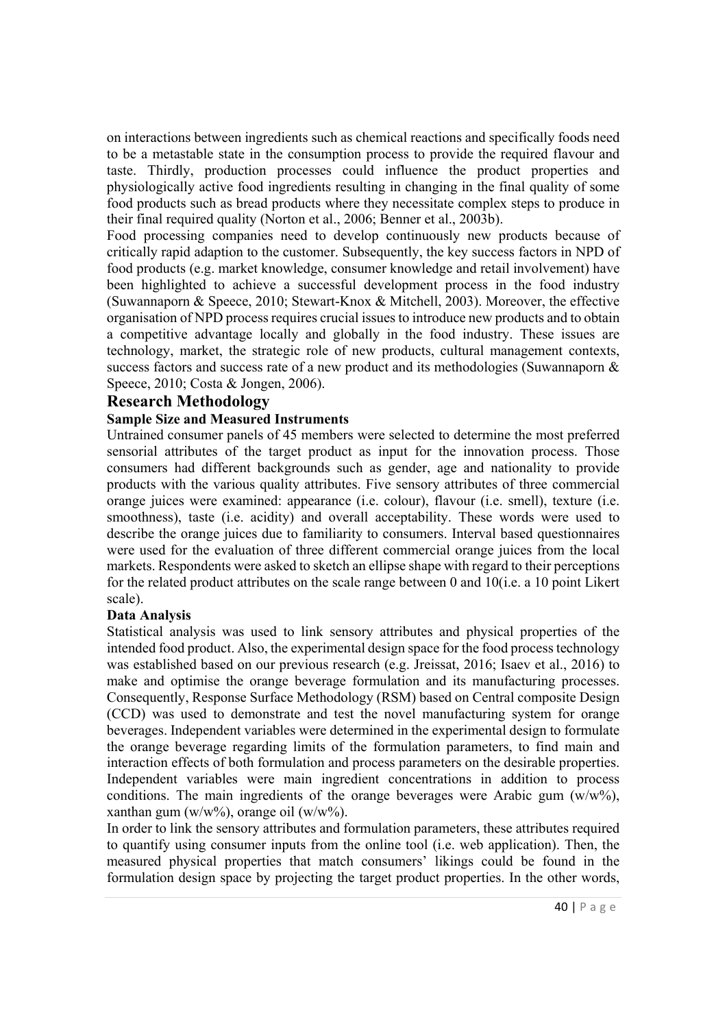on interactions between ingredients such as chemical reactions and specifically foods need to be a metastable state in the consumption process to provide the required flavour and taste. Thirdly, production processes could influence the product properties and physiologically active food ingredients resulting in changing in the final quality of some food products such as bread products where they necessitate complex steps to produce in their final required quality (Norton et al., 2006; Benner et al., 2003b).

Food processing companies need to develop continuously new products because of critically rapid adaption to the customer. Subsequently, the key success factors in NPD of food products (e.g. market knowledge, consumer knowledge and retail involvement) have been highlighted to achieve a successful development process in the food industry (Suwannaporn & Speece, 2010; Stewart-Knox & Mitchell, 2003). Moreover, the effective organisation of NPD process requires crucial issues to introduce new products and to obtain a competitive advantage locally and globally in the food industry. These issues are technology, market, the strategic role of new products, cultural management contexts, success factors and success rate of a new product and its methodologies (Suwannaporn & Speece, 2010; Costa & Jongen, 2006).

## Research Methodology

### Sample Size and Measured Instruments

Untrained consumer panels of 45 members were selected to determine the most preferred sensorial attributes of the target product as input for the innovation process. Those consumers had different backgrounds such as gender, age and nationality to provide products with the various quality attributes. Five sensory attributes of three commercial orange juices were examined: appearance (i.e. colour), flavour (i.e. smell), texture (i.e. smoothness), taste (i.e. acidity) and overall acceptability. These words were used to describe the orange juices due to familiarity to consumers. Interval based questionnaires were used for the evaluation of three different commercial orange juices from the local markets. Respondents were asked to sketch an ellipse shape with regard to their perceptions for the related product attributes on the scale range between 0 and 10(i.e. a 10 point Likert scale).

### Data Analysis

Statistical analysis was used to link sensory attributes and physical properties of the intended food product. Also, the experimental design space for the food process technology was established based on our previous research (e.g. Jreissat, 2016; Isaev et al., 2016) to make and optimise the orange beverage formulation and its manufacturing processes. Consequently, Response Surface Methodology (RSM) based on Central composite Design (CCD) was used to demonstrate and test the novel manufacturing system for orange beverages. Independent variables were determined in the experimental design to formulate the orange beverage regarding limits of the formulation parameters, to find main and interaction effects of both formulation and process parameters on the desirable properties. Independent variables were main ingredient concentrations in addition to process conditions. The main ingredients of the orange beverages were Arabic gum (w/w%), xanthan gum (w/w%), orange oil (w/w%).

In order to link the sensory attributes and formulation parameters, these attributes required to quantify using consumer inputs from the online tool (i.e. web application). Then, the measured physical properties that match consumers' likings could be found in the formulation design space by projecting the target product properties. In the other words,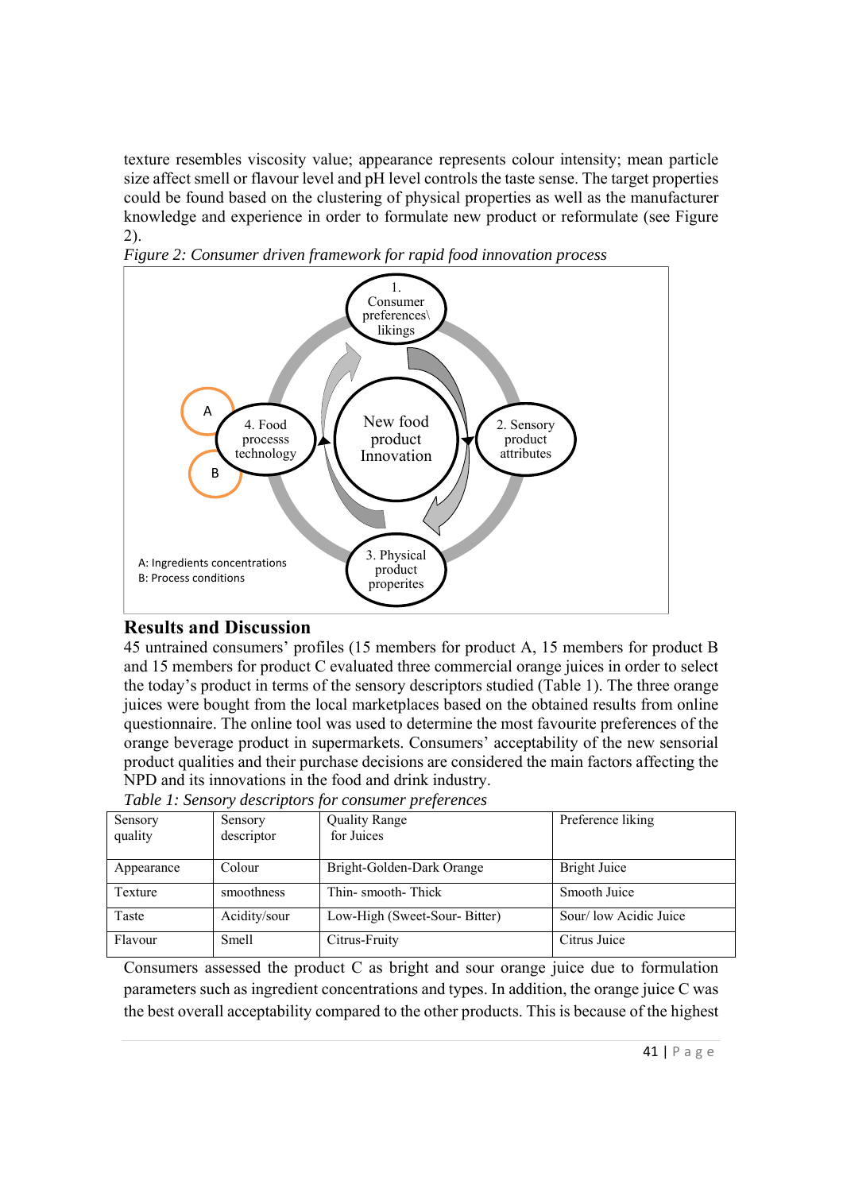texture resembles viscosity value; appearance represents colour intensity; mean particle size affect smell or flavour level and pH level controls the taste sense. The target properties could be found based on the clustering of physical properties as well as the manufacturer knowledge and experience in order to formulate new product or reformulate (see Figure 2).

*Figure 2: Consumer driven framework for rapid food innovation process*

## Results and Discussion

45 untrained consumers' profiles (15 members for product A, 15 members for product B and 15 members for product C evaluated three commercial orange juices in order to select the today's product in terms of the sensory descriptors studied (Table 1). The three orange juices were bought from the local marketplaces based on the obtained results from online questionnaire. The online tool was used to determine the most favourite preferences of the orange beverage product in supermarkets. Consumers' acceptability of the new sensorial product qualities and their purchase decisions are considered the main factors affecting the NPD and its innovations in the food and drink industry.

*Table 1: Sensory descriptors for consumer preferences*

| Sensory quality | Sensory descriptor | Quality Range for Juices | Preference liking |
|---|---|---|---|
| Appearance | Colour | Bright-Golden-Dark Orange | Bright Juice |
| Texture | smoothness | Thin- smooth- Thick | Smooth Juice |
| Taste | Acidity/sour | Low-High (Sweet-Sour- Bitter) | Sour/ low Acidic Juice |
| Flavour | Smell | Citrus-Fruity | Citrus Juice |

Consumers assessed the product C as bright and sour orange juice due to formulation parameters such as ingredient concentrations and types. In addition, the orange juice C was the best overall acceptability compared to the other products. This is because of the highest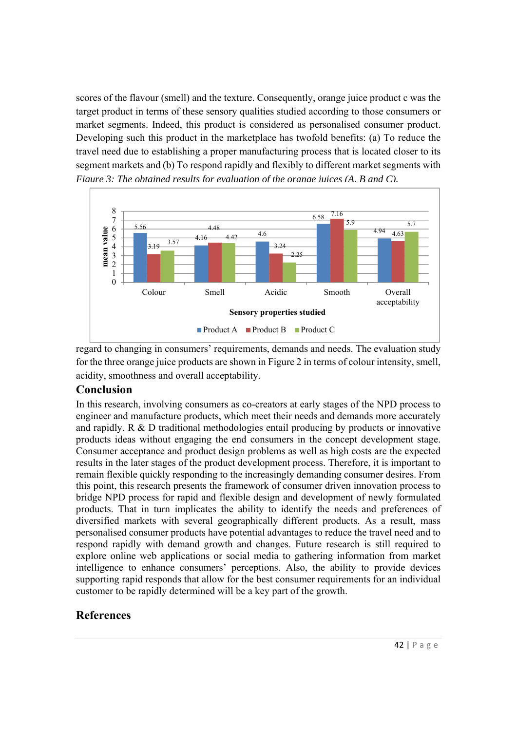scores of the flavour (smell) and the texture. Consequently, orange juice product c was the target product in terms of these sensory qualities studied according to those consumers or market segments. Indeed, this product is considered as personalised consumer product. Developing such this product in the marketplace has twofold benefits: (a) To reduce the travel need due to establishing a proper manufacturing process that is located closer to its segment markets and (b) To respond rapidly and flexibly to different market segments with regard to changing in consumers' requirements, demands and needs. The evaluation study for the three orange juice products are shown in Figure 2 in terms of colour intensity, smell, acidity, smoothness and overall acceptability.

*Figure 3: The obtained results for evaluation of the orange juices (A, B and C).*

## Conclusion

In this research, involving consumers as co-creators at early stages of the NPD process to engineer and manufacture products, which meet their needs and demands more accurately and rapidly. R & D traditional methodologies entail producing by products or innovative products ideas without engaging the end consumers in the concept development stage. Consumer acceptance and product design problems as well as high costs are the expected results in the later stages of the product development process. Therefore, it is important to remain flexible quickly responding to the increasingly demanding consumer desires. From this point, this research presents the framework of consumer driven innovation process to bridge NPD process for rapid and flexible design and development of newly formulated products. That in turn implicates the ability to identify the needs and preferences of diversified markets with several geographically different products. As a result, mass personalised consumer products have potential advantages to reduce the travel need and to respond rapidly with demand growth and changes. Future research is still required to explore online web applications or social media to gathering information from market intelligence to enhance consumers' perceptions. Also, the ability to provide devices supporting rapid responds that allow for the best consumer requirements for an individual customer to be rapidly determined will be a key part of the growth.

## References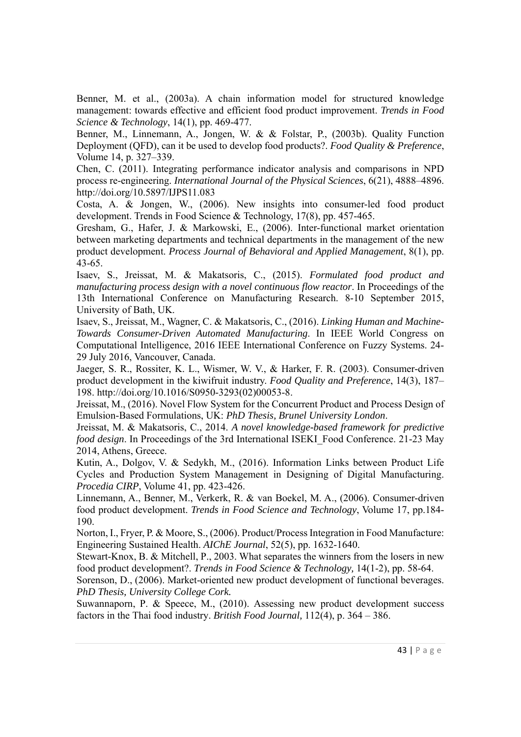Benner, M. et al., (2003a). A chain information model for structured knowledge management: towards effective and efficient food product improvement. *Trends in Food Science & Technology*, 14(1), pp. 469-477.

Benner, M., Linnemann, A., Jongen, W. & & Folstar, P., (2003b). Quality Function Deployment (QFD), can it be used to develop food products?. *Food Quality & Preference*, Volume 14, p. 327–339.

Chen, C. (2011). Integrating performance indicator analysis and comparisons in NPD process re-engineering. *International Journal of the Physical Sciences*, 6(21), 4888–4896. http://doi.org/10.5897/IJPS11.083

Costa, A. & Jongen, W., (2006). New insights into consumer-led food product development. Trends in Food Science & Technology, 17(8), pp. 457-465.

Gresham, G., Hafer, J. & Markowski, E., (2006). Inter-functional market orientation between marketing departments and technical departments in the management of the new product development. *Process Journal of Behavioral and Applied Management*, 8(1), pp. 43-65.

Isaev, S., Jreissat, M. & Makatsoris, C., (2015). *Formulated food product and manufacturing process design with a novel continuous flow reactor*. In Proceedings of the 13th International Conference on Manufacturing Research. 8-10 September 2015, University of Bath, UK.

Isaev, S., Jreissat, M., Wagner, C. & Makatsoris, C., (2016). *Linking Human and Machine-Towards Consumer-Driven Automated Manufacturing*. In IEEE World Congress on Computational Intelligence, 2016 IEEE International Conference on Fuzzy Systems. 24-29 July 2016, Vancouver, Canada.

Jaeger, S. R., Rossiter, K. L., Wismer, W. V., & Harker, F. R. (2003). Consumer-driven product development in the kiwifruit industry. *Food Quality and Preference*, 14(3), 187–198. http://doi.org/10.1016/S0950-3293(02)00053-8.

Jreissat, M., (2016). Novel Flow System for the Concurrent Product and Process Design of Emulsion-Based Formulations, UK: *PhD Thesis, Brunel University London*.

Jreissat, M. & Makatsoris, C., 2014. *A novel knowledge-based framework for predictive food design*. In Proceedings of the 3rd International ISEKI_Food Conference. 21-23 May 2014, Athens, Greece.

Kutin, A., Dolgov, V. & Sedykh, M., (2016). Information Links between Product Life Cycles and Production System Management in Designing of Digital Manufacturing. *Procedia CIRP*, Volume 41, pp. 423-426.

Linnemann, A., Benner, M., Verkerk, R. & van Boekel, M. A., (2006). Consumer-driven food product development. *Trends in Food Science and Technology*, Volume 17, pp.184-190.

Norton, I., Fryer, P. & Moore, S., (2006). Product/Process Integration in Food Manufacture: Engineering Sustained Health. *AIChE Journal*, 52(5), pp. 1632-1640.

Stewart-Knox, B. & Mitchell, P., 2003. What separates the winners from the losers in new food product development?. *Trends in Food Science & Technology,* 14(1-2), pp. 58-64.

Sorenson, D., (2006). Market-oriented new product development of functional beverages. *PhD Thesis, University College Cork.*

Suwannaporn, P. & Speece, M., (2010). Assessing new product development success factors in the Thai food industry. *British Food Journal,* 112(4), p. 364 – 386.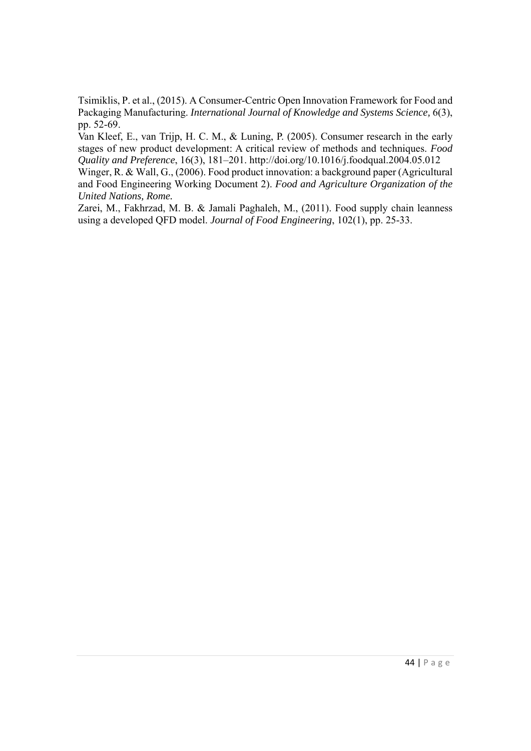Tsimiklis, P. et al., (2015). A Consumer-Centric Open Innovation Framework for Food and Packaging Manufacturing. *International Journal of Knowledge and Systems Science,* 6(3), pp. 52-69.

Van Kleef, E., van Trijp, H. C. M., & Luning, P. (2005). Consumer research in the early stages of new product development: A critical review of methods and techniques. *Food Quality and Preference*, 16(3), 181–201. http://doi.org/10.1016/j.foodqual.2004.05.012

Winger, R. & Wall, G., (2006). Food product innovation: a background paper (Agricultural and Food Engineering Working Document 2). *Food and Agriculture Organization of the United Nations, Rome.*

Zarei, M., Fakhrzad, M. B. & Jamali Paghaleh, M., (2011). Food supply chain leanness using a developed QFD model. *Journal of Food Engineering*, 102(1), pp. 25-33.